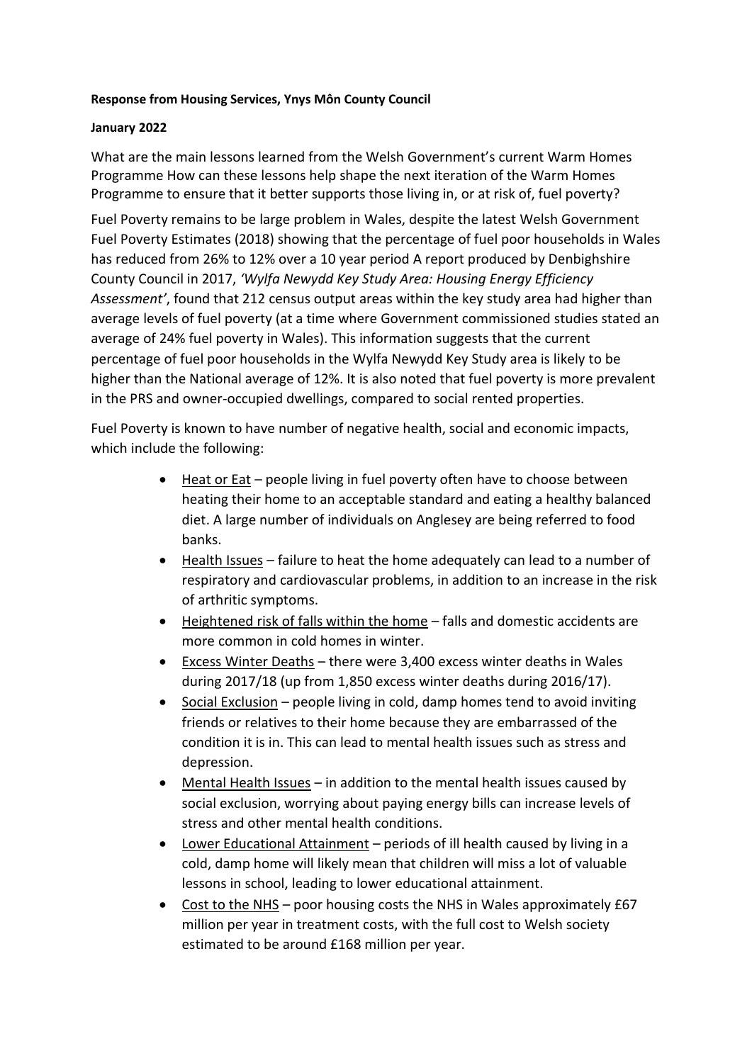**Response from Housing Services, Ynys Môn County Council**

**January 2022**

What are the main lessons learned from the Welsh Government's current Warm Homes Programme How can these lessons help shape the next iteration of the Warm Homes Programme to ensure that it better supports those living in, or at risk of, fuel poverty?

Fuel Poverty remains to be large problem in Wales, despite the latest Welsh Government Fuel Poverty Estimates (2018) showing that the percentage of fuel poor households in Wales has reduced from 26% to 12% over a 10 year period A report produced by Denbighshire County Council in 2017, *'Wylfa Newydd Key Study Area: Housing Energy Efficiency Assessment'*, found that 212 census output areas within the key study area had higher than average levels of fuel poverty (at a time where Government commissioned studies stated an average of 24% fuel poverty in Wales). This information suggests that the current percentage of fuel poor households in the Wylfa Newydd Key Study area is likely to be higher than the National average of 12%. It is also noted that fuel poverty is more prevalent in the PRS and owner-occupied dwellings, compared to social rented properties.

Fuel Poverty is known to have number of negative health, social and economic impacts, which include the following:

- <u>Heat or Eat</u> – people living in fuel poverty often have to choose between heating their home to an acceptable standard and eating a healthy balanced diet. A large number of individuals on Anglesey are being referred to food banks.
- <u>Health Issues</u> – failure to heat the home adequately can lead to a number of respiratory and cardiovascular problems, in addition to an increase in the risk of arthritic symptoms.
- <u>Heightened risk of falls within the home</u> – falls and domestic accidents are more common in cold homes in winter.
- <u>Excess Winter Deaths</u> – there were 3,400 excess winter deaths in Wales during 2017/18 (up from 1,850 excess winter deaths during 2016/17).
- <u>Social Exclusion</u> – people living in cold, damp homes tend to avoid inviting friends or relatives to their home because they are embarrassed of the condition it is in. This can lead to mental health issues such as stress and depression.
- <u>Mental Health Issues</u> – in addition to the mental health issues caused by social exclusion, worrying about paying energy bills can increase levels of stress and other mental health conditions.
- <u>Lower Educational Attainment</u> – periods of ill health caused by living in a cold, damp home will likely mean that children will miss a lot of valuable lessons in school, leading to lower educational attainment.
- <u>Cost to the NHS</u> – poor housing costs the NHS in Wales approximately £67 million per year in treatment costs, with the full cost to Welsh society estimated to be around £168 million per year.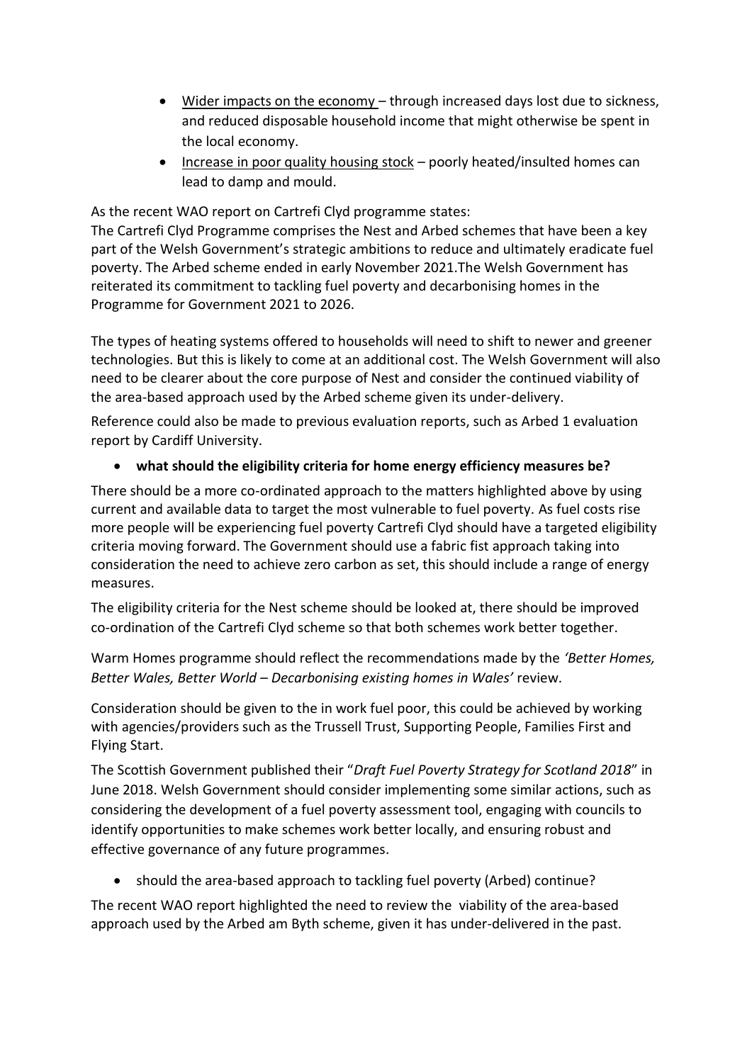- Wider impacts on the economy – through increased days lost due to sickness, and reduced disposable household income that might otherwise be spent in the local economy.
- Increase in poor quality housing stock – poorly heated/insulted homes can lead to damp and mould.

As the recent WAO report on Cartrefi Clyd programme states:
The Cartrefi Clyd Programme comprises the Nest and Arbed schemes that have been a key part of the Welsh Government's strategic ambitions to reduce and ultimately eradicate fuel poverty. The Arbed scheme ended in early November 2021.The Welsh Government has reiterated its commitment to tackling fuel poverty and decarbonising homes in the Programme for Government 2021 to 2026.

The types of heating systems offered to households will need to shift to newer and greener technologies. But this is likely to come at an additional cost. The Welsh Government will also need to be clearer about the core purpose of Nest and consider the continued viability of the area-based approach used by the Arbed scheme given its under-delivery.

Reference could also be made to previous evaluation reports, such as Arbed 1 evaluation report by Cardiff University.

- **what should the eligibility criteria for home energy efficiency measures be?**

There should be a more co-ordinated approach to the matters highlighted above by using current and available data to target the most vulnerable to fuel poverty. As fuel costs rise more people will be experiencing fuel poverty Cartrefi Clyd should have a targeted eligibility criteria moving forward. The Government should use a fabric fist approach taking into consideration the need to achieve zero carbon as set, this should include a range of energy measures.

The eligibility criteria for the Nest scheme should be looked at, there should be improved co-ordination of the Cartrefi Clyd scheme so that both schemes work better together.

Warm Homes programme should reflect the recommendations made by the *'Better Homes, Better Wales, Better World – Decarbonising existing homes in Wales'* review.

Consideration should be given to the in work fuel poor, this could be achieved by working with agencies/providers such as the Trussell Trust, Supporting People, Families First and Flying Start.

The Scottish Government published their "*Draft Fuel Poverty Strategy for Scotland 2018*" in June 2018. Welsh Government should consider implementing some similar actions, such as considering the development of a fuel poverty assessment tool, engaging with councils to identify opportunities to make schemes work better locally, and ensuring robust and effective governance of any future programmes.

- should the area-based approach to tackling fuel poverty (Arbed) continue?

The recent WAO report highlighted the need to review the viability of the area-based approach used by the Arbed am Byth scheme, given it has under-delivered in the past.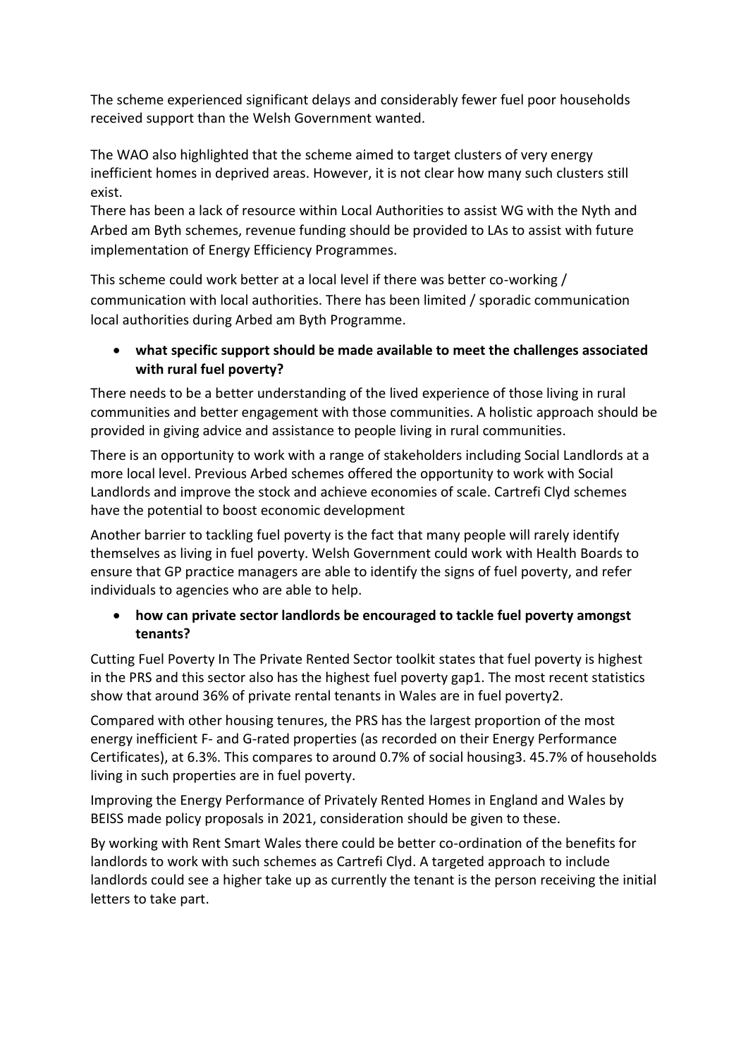The scheme experienced significant delays and considerably fewer fuel poor households received support than the Welsh Government wanted.

The WAO also highlighted that the scheme aimed to target clusters of very energy inefficient homes in deprived areas. However, it is not clear how many such clusters still exist.
There has been a lack of resource within Local Authorities to assist WG with the Nyth and Arbed am Byth schemes, revenue funding should be provided to LAs to assist with future implementation of Energy Efficiency Programmes.

This scheme could work better at a local level if there was better co-working / communication with local authorities. There has been limited / sporadic communication local authorities during Arbed am Byth Programme.

- **what specific support should be made available to meet the challenges associated with rural fuel poverty?**

There needs to be a better understanding of the lived experience of those living in rural communities and better engagement with those communities. A holistic approach should be provided in giving advice and assistance to people living in rural communities.

There is an opportunity to work with a range of stakeholders including Social Landlords at a more local level. Previous Arbed schemes offered the opportunity to work with Social Landlords and improve the stock and achieve economies of scale. Cartrefi Clyd schemes have the potential to boost economic development

Another barrier to tackling fuel poverty is the fact that many people will rarely identify themselves as living in fuel poverty. Welsh Government could work with Health Boards to ensure that GP practice managers are able to identify the signs of fuel poverty, and refer individuals to agencies who are able to help.

- **how can private sector landlords be encouraged to tackle fuel poverty amongst tenants?**

Cutting Fuel Poverty In The Private Rented Sector toolkit states that fuel poverty is highest in the PRS and this sector also has the highest fuel poverty gap[1]. The most recent statistics show that around 36% of private rental tenants in Wales are in fuel poverty[2].

Compared with other housing tenures, the PRS has the largest proportion of the most energy inefficient F- and G-rated properties (as recorded on their Energy Performance Certificates), at 6.3%. This compares to around 0.7% of social housing[3]. 45.7% of households living in such properties are in fuel poverty.

Improving the Energy Performance of Privately Rented Homes in England and Wales by BEISS made policy proposals in 2021, consideration should be given to these.

By working with Rent Smart Wales there could be better co-ordination of the benefits for landlords to work with such schemes as Cartrefi Clyd. A targeted approach to include landlords could see a higher take up as currently the tenant is the person receiving the initial letters to take part.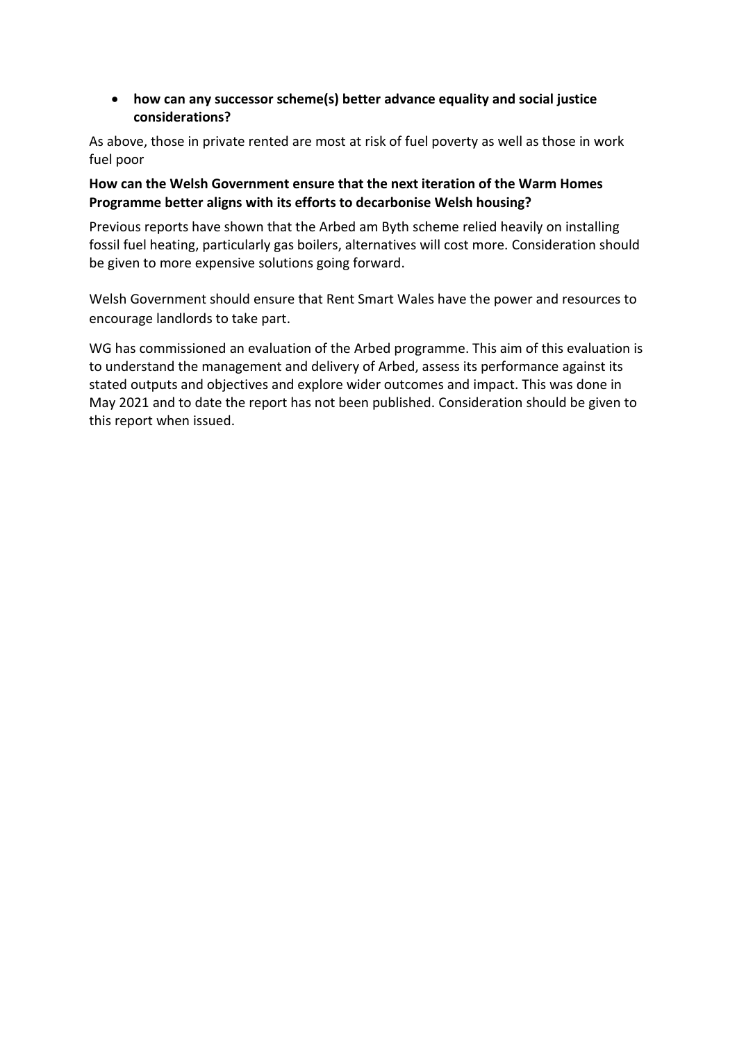- **how can any successor scheme(s) better advance equality and social justice considerations?**

As above, those in private rented are most at risk of fuel poverty as well as those in work fuel poor

**How can the Welsh Government ensure that the next iteration of the Warm Homes Programme better aligns with its efforts to decarbonise Welsh housing?**

Previous reports have shown that the Arbed am Byth scheme relied heavily on installing fossil fuel heating, particularly gas boilers, alternatives will cost more. Consideration should be given to more expensive solutions going forward.

Welsh Government should ensure that Rent Smart Wales have the power and resources to encourage landlords to take part.

WG has commissioned an evaluation of the Arbed programme. This aim of this evaluation is to understand the management and delivery of Arbed, assess its performance against its stated outputs and objectives and explore wider outcomes and impact. This was done in May 2021 and to date the report has not been published. Consideration should be given to this report when issued.